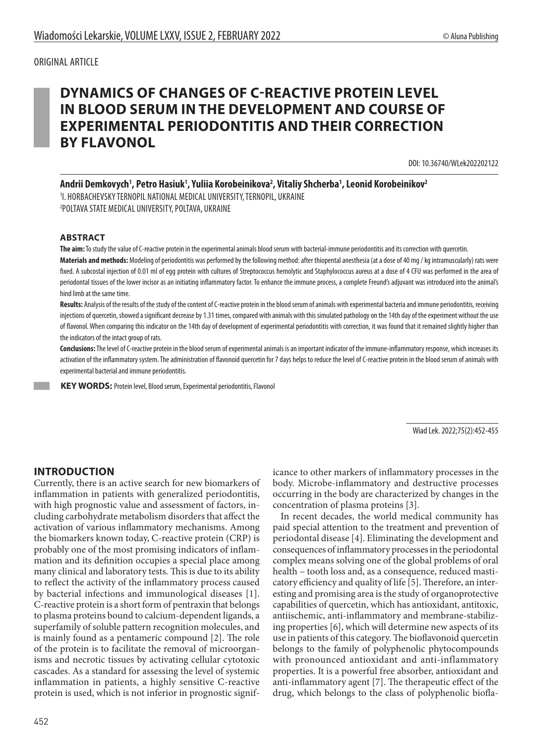ORIGINAL ARTICLE

# DYNAMICS OF CHANGES OF C-REACTIVE PROTEIN LEVEL IN BLOOD SERUM IN THE DEVELOPMENT AND COURSE OF EXPERIMENTAL PERIODONTITIS AND THEIR CORRECTION BY FLAVONOL

DOI: 10.36740/WLek202202122

**Andrii Demkovych[1], Petro Hasiuk[1], Yuliia Korobeinikova[2], Vitaliy Shcherba[1], Leonid Korobeinikov[2]**

[1]I. HORBACHEVSKY TERNOPIL NATIONAL MEDICAL UNIVERSITY, TERNOPIL, UKRAINE

[2]POLTAVA STATE MEDICAL UNIVERSITY, POLTAVA, UKRAINE

## ABSTRACT

**The aim:** To study the value of C-reactive protein in the experimental animals blood serum with bacterial-immune periodontitis and its correction with quercetin.

**Materials and methods:** Modeling of periodontitis was performed by the following method: after thiopental anesthesia (at a dose of 40 mg / kg intramuscularly) rats were fixed. A subcostal injection of 0.01 ml of egg protein with cultures of Streptococcus hemolytic and Staphylococcus aureus at a dose of 4 CFU was performed in the area of periodontal tissues of the lower incisor as an initiating inflammatory factor. To enhance the immune process, a complete Freund's adjuvant was introduced into the animal's hind limb at the same time.

**Results:** Analysis of the results of the study of the content of C-reactive protein in the blood serum of animals with experimental bacteria and immune periodontitis, receiving injections of quercetin, showed a significant decrease by 1.31 times, compared with animals with this simulated pathology on the 14th day of the experiment without the use of flavonol. When comparing this indicator on the 14th day of development of experimental periodontitis with correction, it was found that it remained slightly higher than the indicators of the intact group of rats.

**Conclusions:** The level of C-reactive protein in the blood serum of experimental animals is an important indicator of the immune-inflammatory response, which increases its activation of the inflammatory system. The administration of flavonoid quercetin for 7 days helps to reduce the level of C-reactive protein in the blood serum of animals with experimental bacterial and immune periodontitis.

**KEY WORDS:** Protein level, Blood serum, Experimental periodontitis, Flavonol

Wiad Lek. 2022;75(2):452-455

## INTRODUCTION

Currently, there is an active search for new biomarkers of inflammation in patients with generalized periodontitis, with high prognostic value and assessment of factors, including carbohydrate metabolism disorders that affect the activation of various inflammatory mechanisms. Among the biomarkers known today, C-reactive protein (CRP) is probably one of the most promising indicators of inflammation and its definition occupies a special place among many clinical and laboratory tests. This is due to its ability to reflect the activity of the inflammatory process caused by bacterial infections and immunological diseases [1]. C-reactive protein is a short form of pentraxin that belongs to plasma proteins bound to calcium-dependent ligands, a superfamily of soluble pattern recognition molecules, and is mainly found as a pentameric compound [2]. The role of the protein is to facilitate the removal of microorganisms and necrotic tissues by activating cellular cytotoxic cascades. As a standard for assessing the level of systemic inflammation in patients, a highly sensitive C-reactive protein is used, which is not inferior in prognostic significance to other markers of inflammatory processes in the body. Microbe-inflammatory and destructive processes occurring in the body are characterized by changes in the concentration of plasma proteins [3].

In recent decades, the world medical community has paid special attention to the treatment and prevention of periodontal disease [4]. Eliminating the development and consequences of inflammatory processes in the periodontal complex means solving one of the global problems of oral health – tooth loss and, as a consequence, reduced masticatory efficiency and quality of life [5]. Therefore, an interesting and promising area is the study of organoprotective capabilities of quercetin, which has antioxidant, antitoxic, antiischemic, anti-inflammatory and membrane-stabilizing properties [6], which will determine new aspects of its use in patients of this category. The bioflavonoid quercetin belongs to the family of polyphenolic phytocompounds with pronounced antioxidant and anti-inflammatory properties. It is a powerful free absorber, antioxidant and anti-inflammatory agent [7]. The therapeutic effect of the drug, which belongs to the class of polyphenolic biofla-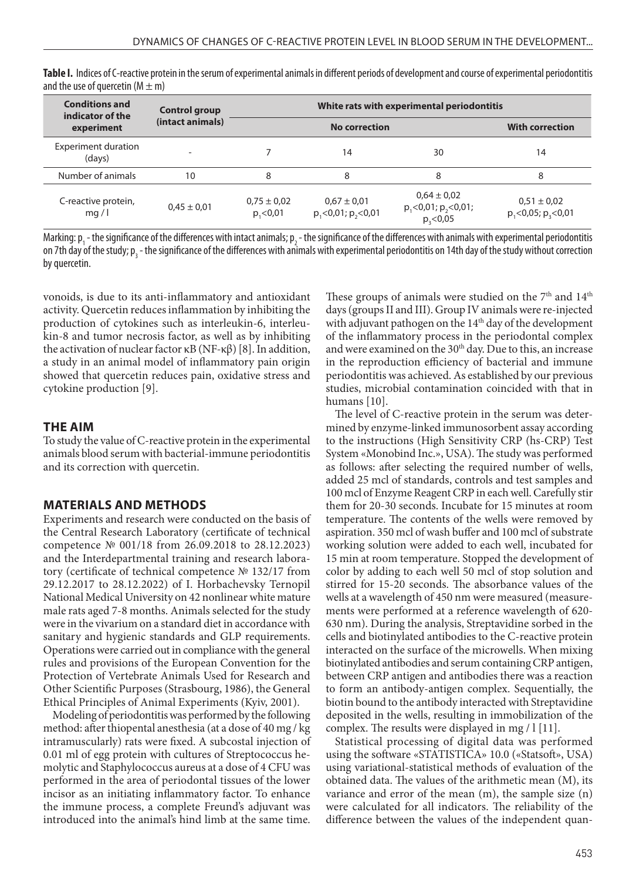**Table I.** Indices of C-reactive protein in the serum of experimental animals in different periods of development and course of experimental periodontitis and the use of quercetin (M ± m)

| Conditions and indicator of the experiment | Control group (intact animals) | White rats with experimental periodontitis | | | |
|---|---|---|---|---|---|
| | | No correction | | | With correction |
| Experiment duration (days) | - | 7 | 14 | 30 | 14 |
| Number of animals | 10 | 8 | 8 | 8 | 8 |
| C-reactive protein, mg / l | 0,45 ± 0,01 | 0,75 ± 0,02 $p_1$<0,01 | 0,67 ± 0,01 $p_1$<0,01; $p_2$<0,01 | 0,64 ± 0,02 $p_1$<0,01; $p_2$<0,01; $p_3$<0,05 | 0,51 ± 0,02 $p_1$<0,05; $p_3$<0,01 |

Marking: $p_1$ - the significance of the differences with intact animals; $p_2$ - the significance of the differences with animals with experimental periodontitis on 7th day of the study; $p_3$ - the significance of the differences with animals with experimental periodontitis on 14th day of the study without correction by quercetin.

vonoids, is due to its anti-inflammatory and antioxidant activity. Quercetin reduces inflammation by inhibiting the production of cytokines such as interleukin-6, interleukin-8 and tumor necrosis factor, as well as by inhibiting the activation of nuclear factor κB (NF-κβ) [8]. In addition, a study in an animal model of inflammatory pain origin showed that quercetin reduces pain, oxidative stress and cytokine production [9].

## THE AIM

To study the value of C-reactive protein in the experimental animals blood serum with bacterial-immune periodontitis and its correction with quercetin.

## MATERIALS AND METHODS

Experiments and research were conducted on the basis of the Central Research Laboratory (certificate of technical competence № 001/18 from 26.09.2018 to 28.12.2023) and the Interdepartmental training and research laboratory (certificate of technical competence № 132/17 from 29.12.2017 to 28.12.2022) of I. Horbachevsky Ternopil National Medical University on 42 nonlinear white mature male rats aged 7-8 months. Animals selected for the study were in the vivarium on a standard diet in accordance with sanitary and hygienic standards and GLP requirements. Operations were carried out in compliance with the general rules and provisions of the European Convention for the Protection of Vertebrate Animals Used for Research and Other Scientific Purposes (Strasbourg, 1986), the General Ethical Principles of Animal Experiments (Kyiv, 2001).

Modeling of periodontitis was performed by the following method: after thiopental anesthesia (at a dose of 40 mg / kg intramuscularly) rats were fixed. A subcostal injection of 0.01 ml of egg protein with cultures of Streptococcus hemolytic and Staphylococcus aureus at a dose of 4 CFU was performed in the area of periodontal tissues of the lower incisor as an initiating inflammatory factor. To enhance the immune process, a complete Freund's adjuvant was introduced into the animal's hind limb at the same time. These groups of animals were studied on the 7th and 14th days (groups II and III). Group IV animals were re-injected with adjuvant pathogen on the 14th day of the development of the inflammatory process in the periodontal complex and were examined on the 30th day. Due to this, an increase in the reproduction efficiency of bacterial and immune periodontitis was achieved. As established by our previous studies, microbial contamination coincided with that in humans [10].

The level of C-reactive protein in the serum was determined by enzyme-linked immunosorbent assay according to the instructions (High Sensitivity CRP (hs-CRP) Test System «Monobind Inc.», USA). The study was performed as follows: after selecting the required number of wells, added 25 mcl of standards, controls and test samples and 100 mcl of Enzyme Reagent CRP in each well. Carefully stir them for 20-30 seconds. Incubate for 15 minutes at room temperature. The contents of the wells were removed by aspiration. 350 mcl of wash buffer and 100 mcl of substrate working solution were added to each well, incubated for 15 min at room temperature. Stopped the development of color by adding to each well 50 mcl of stop solution and stirred for 15-20 seconds. The absorbance values of the wells at a wavelength of 450 nm were measured (measurements were performed at a reference wavelength of 620-630 nm). During the analysis, Streptavidine sorbed in the cells and biotinylated antibodies to the C-reactive protein interacted on the surface of the microwells. When mixing biotinylated antibodies and serum containing CRP antigen, between CRP antigen and antibodies there was a reaction to form an antibody-antigen complex. Sequentially, the biotin bound to the antibody interacted with Streptavidine deposited in the wells, resulting in immobilization of the complex. The results were displayed in mg / l [11].

Statistical processing of digital data was performed using the software «STATISTICA» 10.0 («Statsoft», USA) using variational-statistical methods of evaluation of the obtained data. The values of the arithmetic mean (M), its variance and error of the mean (m), the sample size (n) were calculated for all indicators. The reliability of the difference between the values of the independent quan-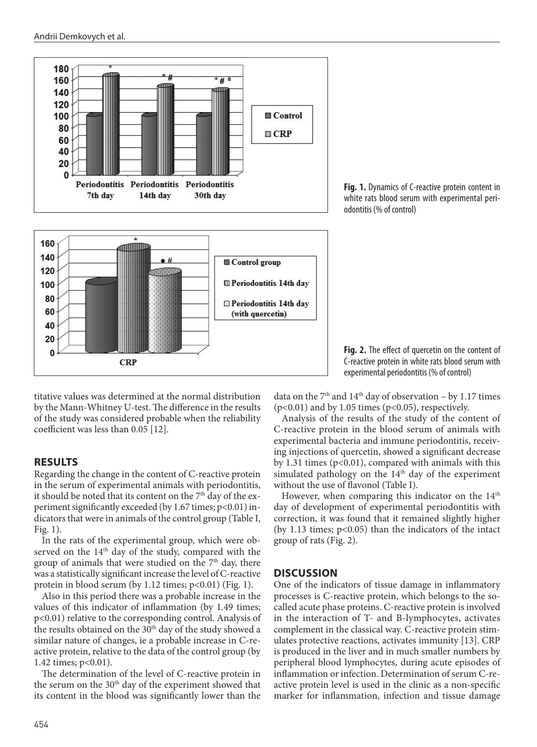Fig. 1. Dynamics of C-reactive protein content in white rats blood serum with experimental periodontitis (% of control)

Fig. 2. The effect of quercetin on the content of C-reactive protein in white rats blood serum with experimental periodontitis (% of control)

titative values was determined at the normal distribution by the Mann-Whitney U-test. The difference in the results of the study was considered probable when the reliability coefficient was less than 0.05 [12].

## RESULTS

Regarding the change in the content of C-reactive protein in the serum of experimental animals with periodontitis, it should be noted that its content on the 7th day of the experiment significantly exceeded (by 1.67 times; $p<0.01$) indicators that were in animals of the control group (Table I, Fig. 1).

In the rats of the experimental group, which were observed on the 14th day of the study, compared with the group of animals that were studied on the 7th day, there was a statistically significant increase the level of C-reactive protein in blood serum (by 1.12 times; $p<0.01$) (Fig. 1).

Also in this period there was a probable increase in the values of this indicator of inflammation (by 1.49 times; $p<0.01$) relative to the corresponding control. Analysis of the results obtained on the 30th day of the study showed a similar nature of changes, ie a probable increase in C-reactive protein, relative to the data of the control group (by 1.42 times; $p<0.01$).

The determination of the level of C-reactive protein in the serum on the 30th day of the experiment showed that its content in the blood was significantly lower than the data on the 7th and 14th day of observation – by 1.17 times ($p<0.01$) and by 1.05 times ($p<0.05$), respectively.

Analysis of the results of the study of the content of C-reactive protein in the blood serum of animals with experimental bacteria and immune periodontitis, receiving injections of quercetin, showed a significant decrease by 1.31 times ($p<0.01$), compared with animals with this simulated pathology on the 14th day of the experiment without the use of flavonol (Table I).

However, when comparing this indicator on the 14th day of development of experimental periodontitis with correction, it was found that it remained slightly higher (by 1.13 times; $p<0.05$) than the indicators of the intact group of rats (Fig. 2).

## DISCUSSION

One of the indicators of tissue damage in inflammatory processes is C-reactive protein, which belongs to the so-called acute phase proteins. C-reactive protein is involved in the interaction of T- and B-lymphocytes, activates complement in the classical way. C-reactive protein stimulates protective reactions, activates immunity [13]. CRP is produced in the liver and in much smaller numbers by peripheral blood lymphocytes, during acute episodes of inflammation or infection. Determination of serum C-reactive protein level is used in the clinic as a non-specific marker for inflammation, infection and tissue damage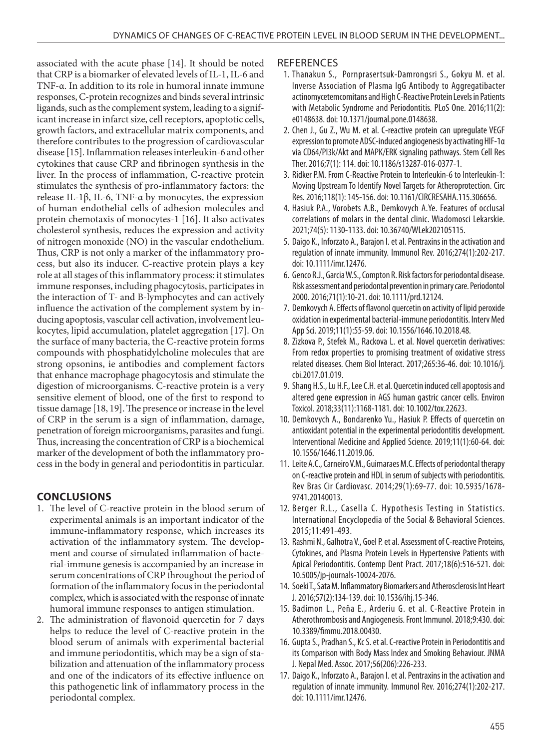associated with the acute phase [14]. It should be noted that CRP is a biomarker of elevated levels of IL-1, IL-6 and TNF-α. In addition to its role in humoral innate immune responses, C-protein recognizes and binds several intrinsic ligands, such as the complement system, leading to a significant increase in infarct size, cell receptors, apoptotic cells, growth factors, and extracellular matrix components, and therefore contributes to the progression of cardiovascular disease [15]. Inflammation releases interleukin-6 and other cytokines that cause CRP and fibrinogen synthesis in the liver. In the process of inflammation, C-reactive protein stimulates the synthesis of pro-inflammatory factors: the release IL-1β, IL-6, TNF-α by monocytes, the expression of human endothelial cells of adhesion molecules and protein chemotaxis of monocytes-1 [16]. It also activates cholesterol synthesis, reduces the expression and activity of nitrogen monoxide (NO) in the vascular endothelium. Thus, CRP is not only a marker of the inflammatory process, but also its inducer. C-reactive protein plays a key role at all stages of this inflammatory process: it stimulates immune responses, including phagocytosis, participates in the interaction of T- and B-lymphocytes and can actively influence the activation of the complement system by inducing apoptosis, vascular cell activation, involvement leukocytes, lipid accumulation, platelet aggregation [17]. On the surface of many bacteria, the C-reactive protein forms compounds with phosphatidylcholine molecules that are strong opsonins, ie antibodies and complement factors that enhance macrophage phagocytosis and stimulate the digestion of microorganisms. C-reactive protein is a very sensitive element of blood, one of the first to respond to tissue damage [18, 19]. The presence or increase in the level of CRP in the serum is a sign of inflammation, damage, penetration of foreign microorganisms, parasites and fungi. Thus, increasing the concentration of CRP is a biochemical marker of the development of both the inflammatory process in the body in general and periodontitis in particular.

## CONCLUSIONS

1. The level of C-reactive protein in the blood serum of experimental animals is an important indicator of the immune-inflammatory response, which increases its activation of the inflammatory system. The development and course of simulated inflammation of bacterial-immune genesis is accompanied by an increase in serum concentrations of CRP throughout the period of formation of the inflammatory focus in the periodontal complex, which is associated with the response of innate humoral immune responses to antigen stimulation.
2. The administration of flavonoid quercetin for 7 days helps to reduce the level of C-reactive protein in the blood serum of animals with experimental bacterial and immune periodontitis, which may be a sign of stabilization and attenuation of the inflammatory process and one of the indicators of its effective influence on this pathogenetic link of inflammatory process in the periodontal complex.

## REFERENCES

1. Thanakun S., Pornprasertsuk-Damrongsri S., Gokyu M. et al. Inverse Association of Plasma IgG Antibody to Aggregatibacter actinomycetemcomitans and High C-Reactive Protein Levels in Patients with Metabolic Syndrome and Periodontitis. PLoS One. 2016;11(2): e0148638. doi: 10.1371/journal.pone.0148638.
2. Chen J., Gu Z., Wu M. et al. C-reactive protein can upregulate VEGF expression to promote ADSC-induced angiogenesis by activating HIF-1α via CD64/PI3k/Akt and MAPK/ERK signaling pathways. Stem Cell Res Ther. 2016;7(1): 114. doi: 10.1186/s13287-016-0377-1.
3. Ridker P.M. From C-Reactive Protein to Interleukin-6 to Interleukin-1: Moving Upstream To Identify Novel Targets for Atheroprotection. Circ Res. 2016;118(1): 145-156. doi: 10.1161/CIRCRESAHA.115.306656.
4. Hasiuk P.A., Vorobets A.B., Demkovych A.Ye. Features of occlusal correlations of molars in the dental clinic. Wiadomosci Lekarskie. 2021;74(5): 1130-1133. doi: 10.36740/WLek202105115.
5. Daigo K., Inforzato A., Barajon I. et al. Pentraxins in the activation and regulation of innate immunity. Immunol Rev. 2016;274(1):202-217. doi: 10.1111/imr.12476.
6. Genco R.J., Garcia W.S., Compton R. Risk factors for periodontal disease. Risk assessment and periodontal prevention in primary care. Periodontol 2000. 2016;71(1):10-21. doi: 10.1111/prd.12124.
7. Demkovych A. Effects of flavonol quercetin on activity of lipid peroxide oxidation in experimental bacterial-immune periodontitis. Interv Med App Sci. 2019;11(1):55-59. doi: 10.1556/1646.10.2018.48.
8. Zizkova P., Stefek M., Rackova L. et al. Novel quercetin derivatives: From redox properties to promising treatment of oxidative stress related diseases. Chem Biol Interact. 2017;265:36-46. doi: 10.1016/j.cbi.2017.01.019.
9. Shang H.S., Lu H.F., Lee C.H. et al. Quercetin induced cell apoptosis and altered gene expression in AGS human gastric cancer cells. Environ Toxicol. 2018;33(11):1168-1181. doi: 10.1002/tox.22623.
10. Demkovych A., Bondarenko Yu., Hasiuk P. Effects of quercetin on antioxidant potential in the experimental periodontitis development. Interventional Medicine and Applied Science. 2019;11(1):60-64. doi: 10.1556/1646.11.2019.06.
11. Leite A.C., Carneiro V.M., Guimaraes M.C. Effects of periodontal therapy on C-reactive protein and HDL in serum of subjects with periodontitis. Rev Bras Cir Cardiovasc. 2014;29(1):69-77. doi: 10.5935/1678-9741.20140013.
12. Berger R.L., Casella C. Hypothesis Testing in Statistics. International Encyclopedia of the Social & Behavioral Sciences. 2015;11:491-493.
13. Rashmi N., Galhotra V., Goel P. et al. Assessment of C-reactive Proteins, Cytokines, and Plasma Protein Levels in Hypertensive Patients with Apical Periodontitis. Contemp Dent Pract. 2017;18(6):516-521. doi: 10.5005/jp-journals-10024-2076.
14. Soeki T., Sata M. Inflammatory Biomarkers and Atherosclerosis Int Heart J. 2016;57(2):134-139. doi: 10.1536/ihj.15-346.
15. Badimon L., Peña E., Arderiu G. et al. C-Reactive Protein in Atherothrombosis and Angiogenesis. Front Immunol. 2018;9:430. doi: 10.3389/fimmu.2018.00430.
16. Gupta S., Pradhan S., Kc S. et al. C-reactive Protein in Periodontitis and its Comparison with Body Mass Index and Smoking Behaviour. JNMA J. Nepal Med. Assoc. 2017;56(206):226-233.
17. Daigo K., Inforzato A., Barajon I. et al. Pentraxins in the activation and regulation of innate immunity. Immunol Rev. 2016;274(1):202-217. doi: 10.1111/imr.12476.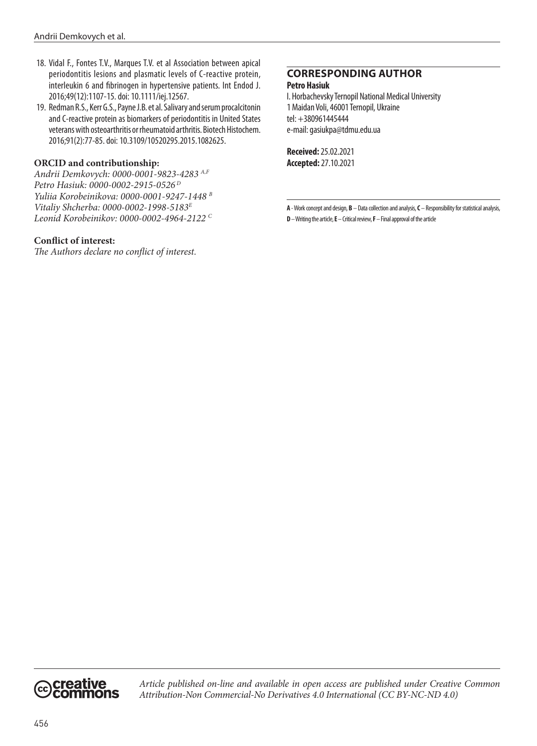18. Vidal F., Fontes T.V., Marques T.V. et al Association between apical periodontitis lesions and plasmatic levels of C-reactive protein, interleukin 6 and fibrinogen in hypertensive patients. Int Endod J. 2016;49(12):1107-15. doi: 10.1111/iej.12567.
19. Redman R.S., Kerr G.S., Payne J.B. et al. Salivary and serum procalcitonin and C-reactive protein as biomarkers of periodontitis in United States veterans with osteoarthritis or rheumatoid arthritis. Biotech Histochem. 2016;91(2):77-85. doi: 10.3109/10520295.2015.1082625.

### ORCID and contributionship:

*Andrii Demkovych: 0000-0001-9823-4283 [A,F]*
*Petro Hasiuk: 0000-0002-2915-0526 [D]*
*Yuliia Korobeinikova: 0000-0001-9247-1448 [B]*
*Vitaliy Shcherba: 0000-0002-1998-5183 [E]*
*Leonid Korobeinikov: 0000-0002-4964-2122 [C]*

### Conflict of interest:

*The Authors declare no conflict of interest.*

## CORRESPONDING AUTHOR

**Petro Hasiuk**
I. Horbachevsky Ternopil National Medical University
1 Maidan Voli, 46001 Ternopil, Ukraine
tel: +380961445444
e-mail: gasiukpa@tdmu.edu.ua

**Received:** 25.02.2021
**Accepted:** 27.10.2021

**A** - Work concept and design, **B** – Data collection and analysis, **C** – Responsibility for statistical analysis,
**D** – Writing the article, **E** – Critical review, **F** – Final approval of the article

*Article published on-line and available in open access are published under Creative Common Attribution-Non Commercial-No Derivatives 4.0 International (CC BY-NC-ND 4.0)*